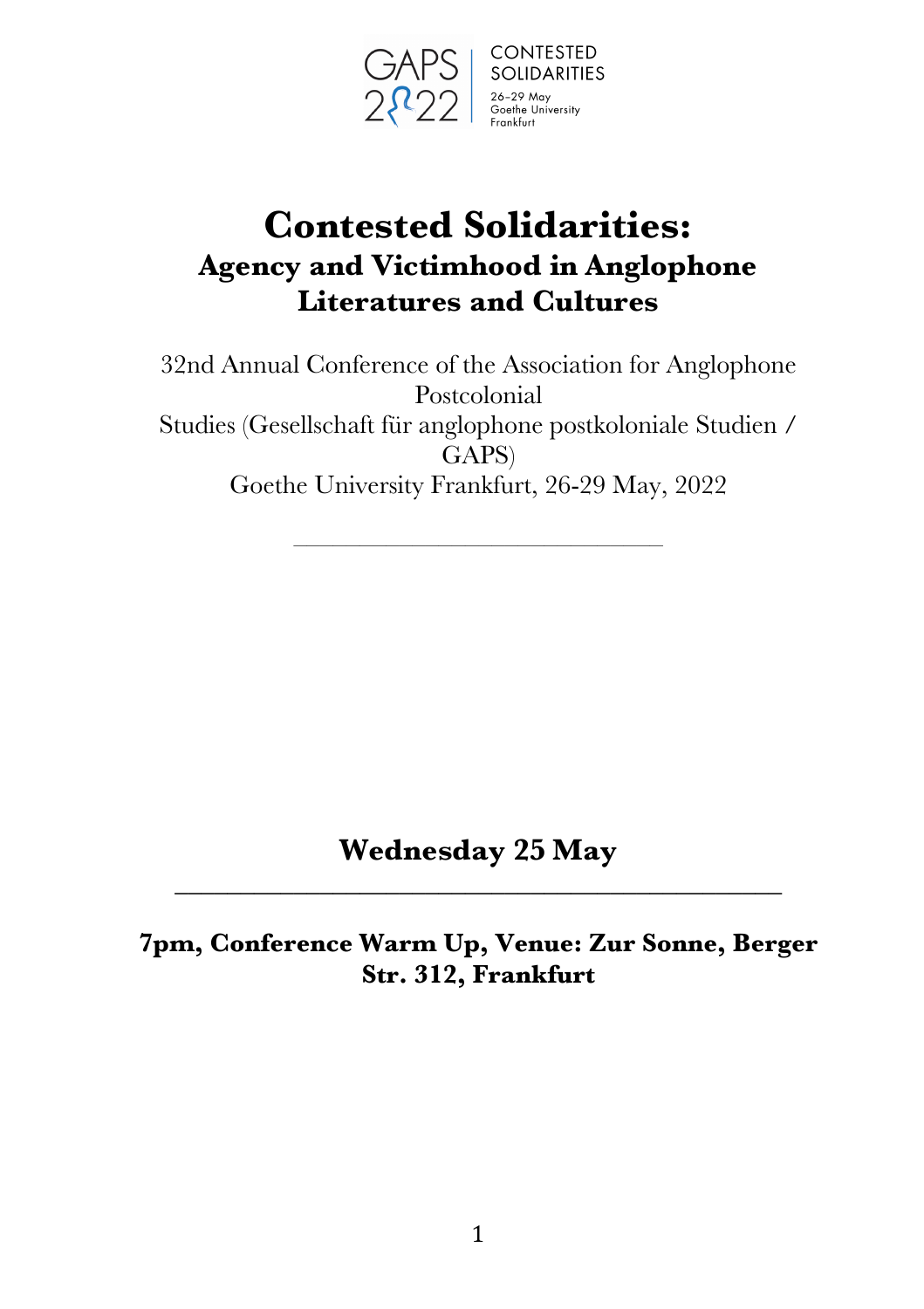GAPS 2022 | CONTESTED SOLIDARITIES
26–29 May
Goethe University
Frankfurt

# Contested Solidarities:
## Agency and Victimhood in Anglophone Literatures and Cultures

32nd Annual Conference of the Association for Anglophone Postcolonial Studies (Gesellschaft für anglophone postkoloniale Studien / GAPS)
Goethe University Frankfurt, 26-29 May, 2022

---

## Wednesday 25 May

---

**7pm, Conference Warm Up, Venue: Zur Sonne, Berger Str. 312, Frankfurt**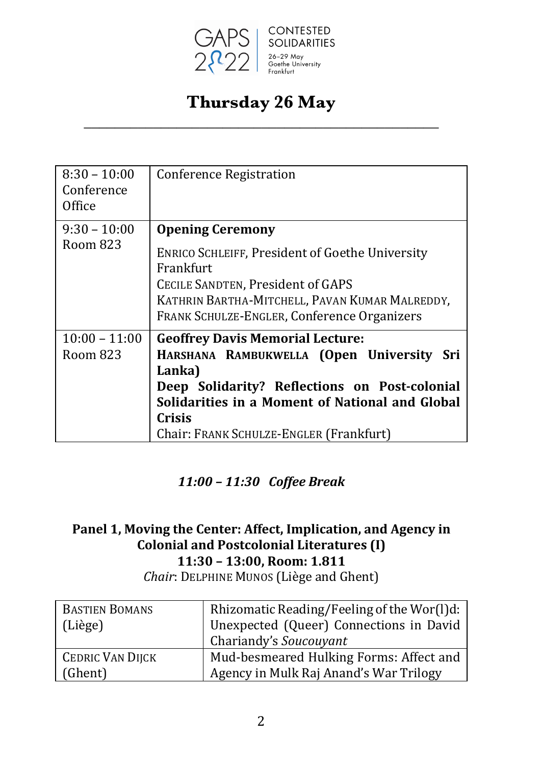# Thursday 26 May

| | |
|---|---|
| 8:30 – 10:00 Conference Office | Conference Registration |
| 9:30 – 10:00 Room 823 | **Opening Ceremony**<br>ENRICO SCHLEIFF, President of Goethe University Frankfurt<br>CECILE SANDTEN, President of GAPS<br>KATHRIN BARTHA-MITCHELL, PAVAN KUMAR MALREDDY, FRANK SCHULZE-ENGLER, Conference Organizers |
| 10:00 – 11:00 Room 823 | **Geoffrey Davis Memorial Lecture:**<br>**HARSHANA RAMBUKWELLA (Open University Sri Lanka)**<br>**Deep Solidarity? Reflections on Post-colonial Solidarities in a Moment of National and Global Crisis**<br>Chair: FRANK SCHULZE-ENGLER (Frankfurt) |

***11:00 – 11:30 Coffee Break***

**Panel 1, Moving the Center: Affect, Implication, and Agency in Colonial and Postcolonial Literatures (I)**
**11:30 – 13:00, Room: 1.811**
*Chair*: DELPHINE MUNOS (Liège and Ghent)

| | |
|---|---|
| BASTIEN BOMANS (Liège) | Rhizomatic Reading/Feeling of the Wor(l)d: Unexpected (Queer) Connections in David Chariandy's *Soucouyant* |
| CEDRIC VAN DIJCK (Ghent) | Mud-besmeared Hulking Forms: Affect and Agency in Mulk Raj Anand's War Trilogy |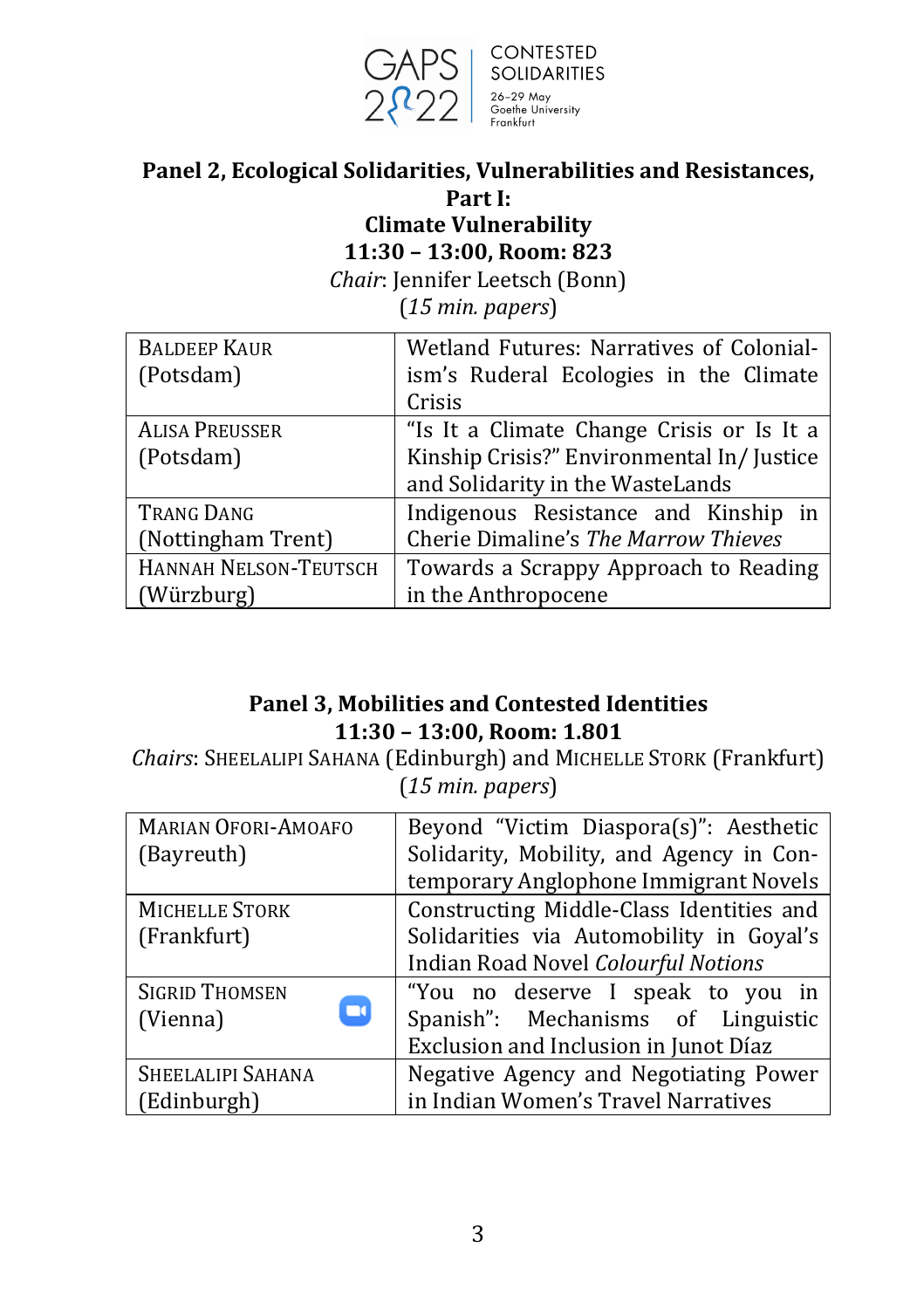## Panel 2, Ecological Solidarities, Vulnerabilities and Resistances, Part I: Climate Vulnerability

**11:30 – 13:00, Room: 823**

*Chair*: Jennifer Leetsch (Bonn)

(*15 min. papers*)

| | |
|---|---|
| Baldeep Kaur (Potsdam) | Wetland Futures: Narratives of Colonialism's Ruderal Ecologies in the Climate Crisis |
| Alisa Preusser (Potsdam) | "Is It a Climate Change Crisis or Is It a Kinship Crisis?" Environmental In/Justice and Solidarity in the WasteLands |
| Trang Dang (Nottingham Trent) | Indigenous Resistance and Kinship in Cherie Dimaline's *The Marrow Thieves* |
| Hannah Nelson-Teutsch (Würzburg) | Towards a Scrappy Approach to Reading in the Anthropocene |

## Panel 3, Mobilities and Contested Identities

**11:30 – 13:00, Room: 1.801**

*Chairs*: Sheelalipi Sahana (Edinburgh) and Michelle Stork (Frankfurt)

(*15 min. papers*)

| | |
|---|---|
| Marian Ofori-Amoafo (Bayreuth) | Beyond "Victim Diaspora(s)": Aesthetic Solidarity, Mobility, and Agency in Contemporary Anglophone Immigrant Novels |
| Michelle Stork (Frankfurt) | Constructing Middle-Class Identities and Solidarities via Automobility in Goyal's Indian Road Novel *Colourful Notions* |
| Sigrid Thomsen (Vienna) | "You no deserve I speak to you in Spanish": Mechanisms of Linguistic Exclusion and Inclusion in Junot Díaz |
| Sheelalipi Sahana (Edinburgh) | Negative Agency and Negotiating Power in Indian Women's Travel Narratives |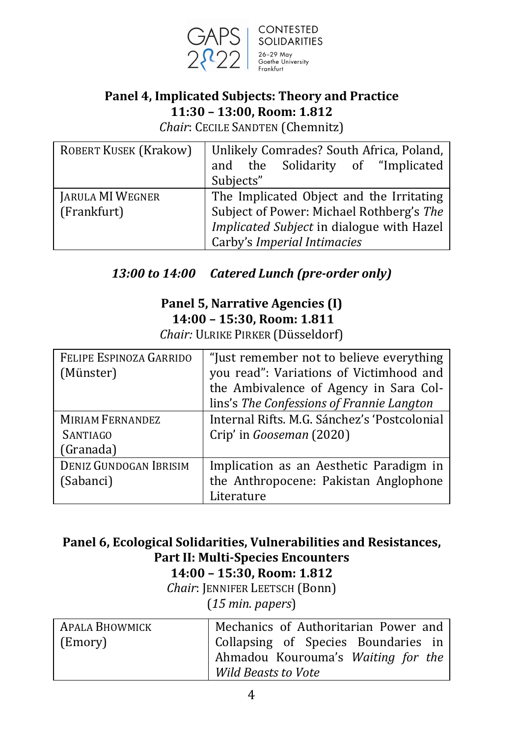### Panel 4, Implicated Subjects: Theory and Practice
### 11:30 – 13:00, Room: 1.812

*Chair*: CECILE SANDTEN (Chemnitz)

| | |
|---|---|
| ROBERT KUSEK (Krakow) | Unlikely Comrades? South Africa, Poland, and the Solidarity of "Implicated Subjects" |
| JARULA MI WEGNER (Frankfurt) | The Implicated Object and the Irritating Subject of Power: Michael Rothberg's *The Implicated Subject* in dialogue with Hazel Carby's *Imperial Intimacies* |

***13:00 to 14:00 Catered Lunch (pre-order only)***

### Panel 5, Narrative Agencies (I)
### 14:00 – 15:30, Room: 1.811

*Chair:* ULRIKE PIRKER (Düsseldorf)

| | |
|---|---|
| FELIPE ESPINOZA GARRIDO (Münster) | "Just remember not to believe everything you read": Variations of Victimhood and the Ambivalence of Agency in Sara Collins's *The Confessions of Frannie Langton* |
| MIRIAM FERNANDEZ SANTIAGO (Granada) | Internal Rifts. M.G. Sánchez's 'Postcolonial Crip' in *Gooseman* (2020) |
| DENIZ GUNDOGAN IBRISIM (Sabanci) | Implication as an Aesthetic Paradigm in the Anthropocene: Pakistan Anglophone Literature |

### Panel 6, Ecological Solidarities, Vulnerabilities and Resistances, Part II: Multi-Species Encounters
### 14:00 – 15:30, Room: 1.812

*Chair*: JENNIFER LEETSCH (Bonn)

(*15 min. papers*)

| | |
|---|---|
| APALA BHOWMICK (Emory) | Mechanics of Authoritarian Power and Collapsing of Species Boundaries in Ahmadou Kourouma's *Waiting for the Wild Beasts to Vote* |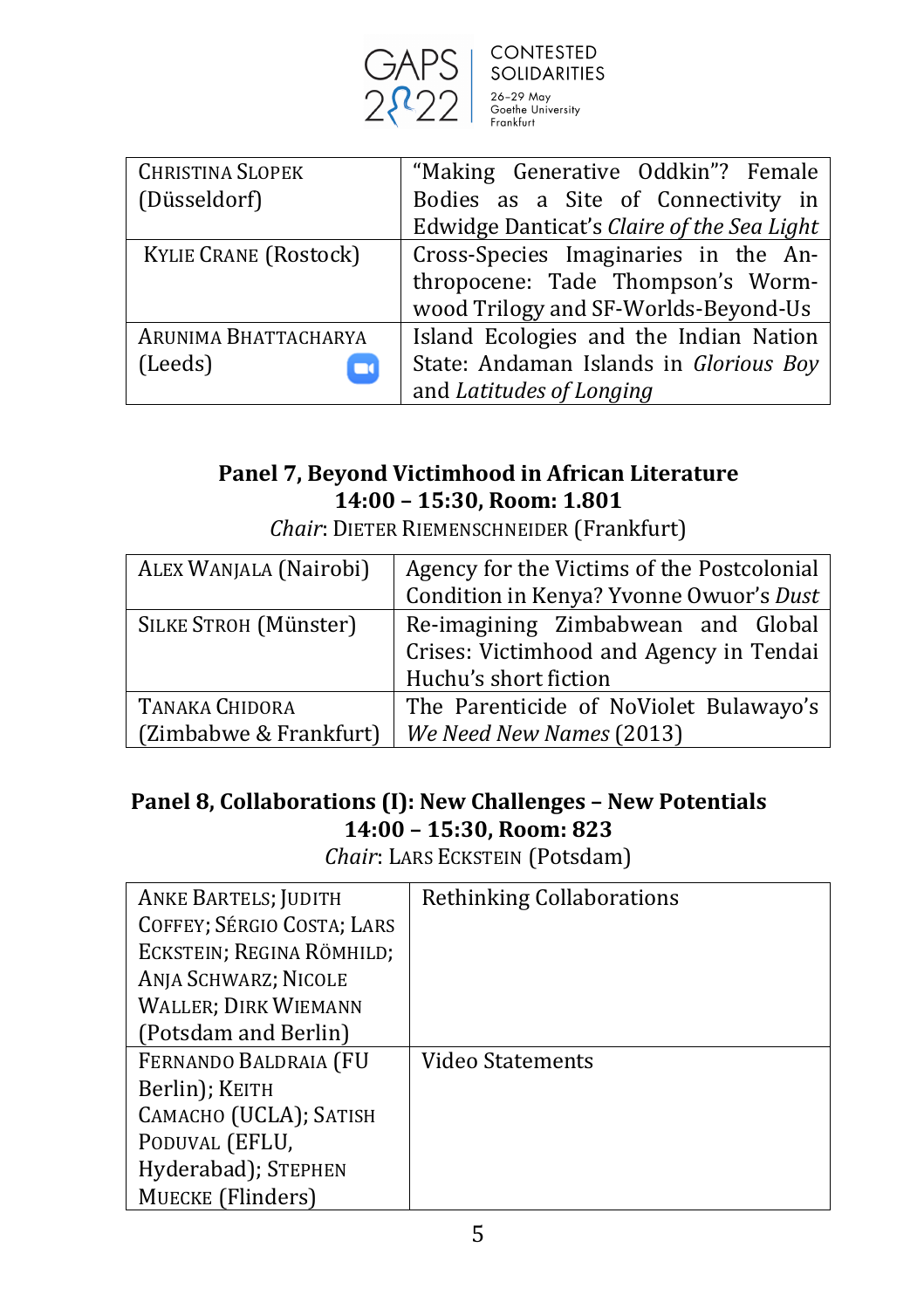| CHRISTINA SLOPEK (Düsseldorf) | "Making Generative Oddkin"? Female Bodies as a Site of Connectivity in Edwidge Danticat's *Claire of the Sea Light* |
|---|---|
| KYLIE CRANE (Rostock) | Cross-Species Imaginaries in the Anthropocene: Tade Thompson's Wormwood Trilogy and SF-Worlds-Beyond-Us |
| ARUNIMA BHATTACHARYA (Leeds) | Island Ecologies and the Indian Nation State: Andaman Islands in *Glorious Boy* and *Latitudes of Longing* |

## Panel 7, Beyond Victimhood in African Literature
### 14:00 – 15:30, Room: 1.801

*Chair*: DIETER RIEMENSCHNEIDER (Frankfurt)

| ALEX WANJALA (Nairobi) | Agency for the Victims of the Postcolonial Condition in Kenya? Yvonne Owuor's *Dust* |
|---|---|
| SILKE STROH (Münster) | Re-imagining Zimbabwean and Global Crises: Victimhood and Agency in Tendai Huchu's short fiction |
| TANAKA CHIDORA (Zimbabwe & Frankfurt) | The Parenticide of NoViolet Bulawayo's *We Need New Names* (2013) |

## Panel 8, Collaborations (I): New Challenges – New Potentials
### 14:00 – 15:30, Room: 823

*Chair*: LARS ECKSTEIN (Potsdam)

| ANKE BARTELS; JUDITH COFFEY; SÉRGIO COSTA; LARS ECKSTEIN; REGINA RÖMHILD; ANJA SCHWARZ; NICOLE WALLER; DIRK WIEMANN (Potsdam and Berlin) | Rethinking Collaborations |
|---|---|
| FERNANDO BALDRAIA (FU Berlin); KEITH CAMACHO (UCLA); SATISH PODUVAL (EFLU, Hyderabad); STEPHEN MUECKE (Flinders) | Video Statements |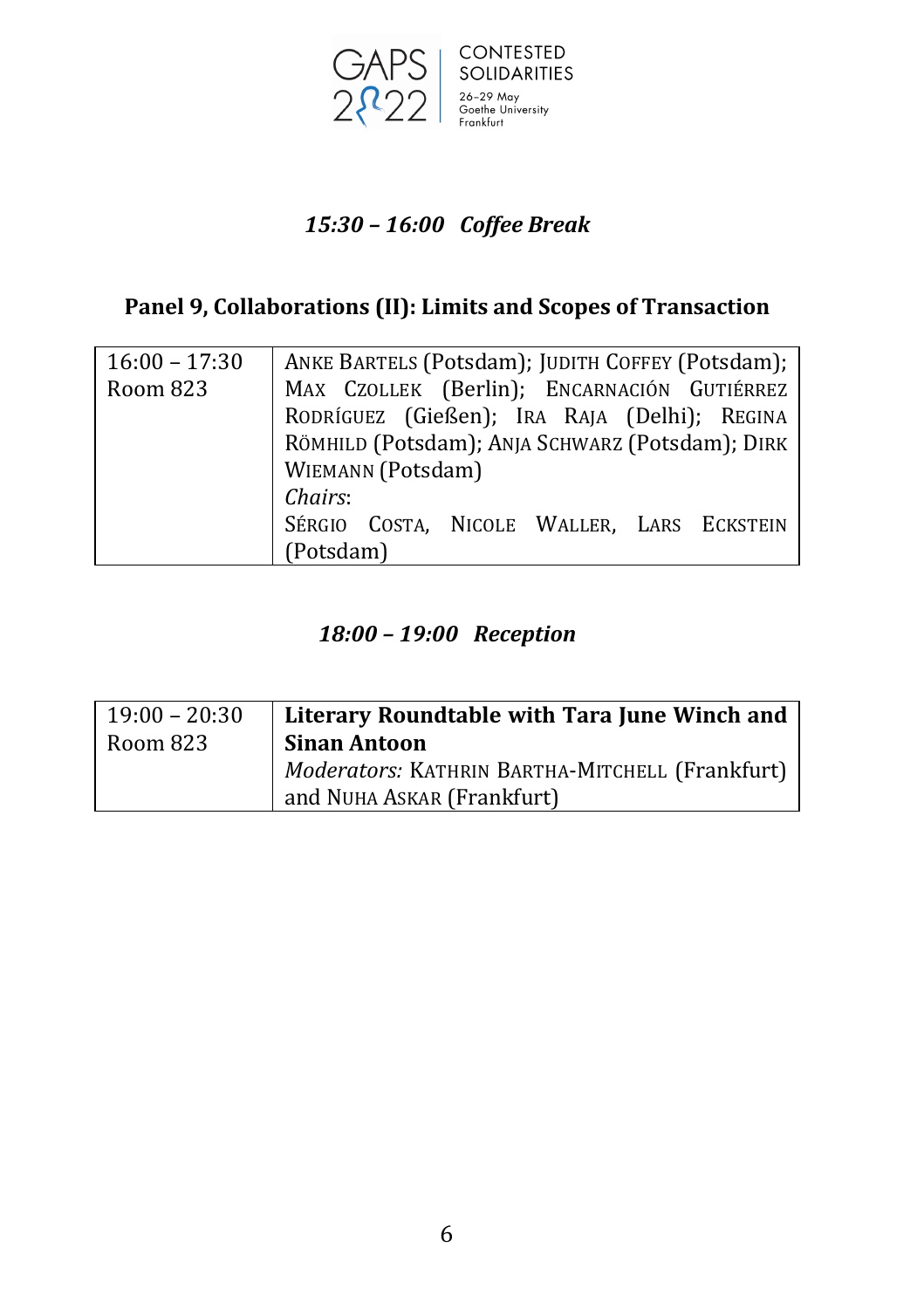*15:30 – 16:00 Coffee Break*

## Panel 9, Collaborations (II): Limits and Scopes of Transaction

| | |
|---|---|
| 16:00 – 17:30<br>Room 823 | ANKE BARTELS (Potsdam); JUDITH COFFEY (Potsdam); MAX CZOLLEK (Berlin); ENCARNACIÓN GUTIÉRREZ RODRÍGUEZ (Gießen); IRA RAJA (Delhi); REGINA RÖMHILD (Potsdam); ANJA SCHWARZ (Potsdam); DIRK WIEMANN (Potsdam)<br>*Chairs*:<br>SÉRGIO COSTA, NICOLE WALLER, LARS ECKSTEIN (Potsdam) |

*18:00 – 19:00 Reception*

| | |
|---|---|
| 19:00 – 20:30<br>Room 823 | **Literary Roundtable with Tara June Winch and Sinan Antoon**<br>*Moderators:* KATHRIN BARTHA-MITCHELL (Frankfurt) and NUHA ASKAR (Frankfurt) |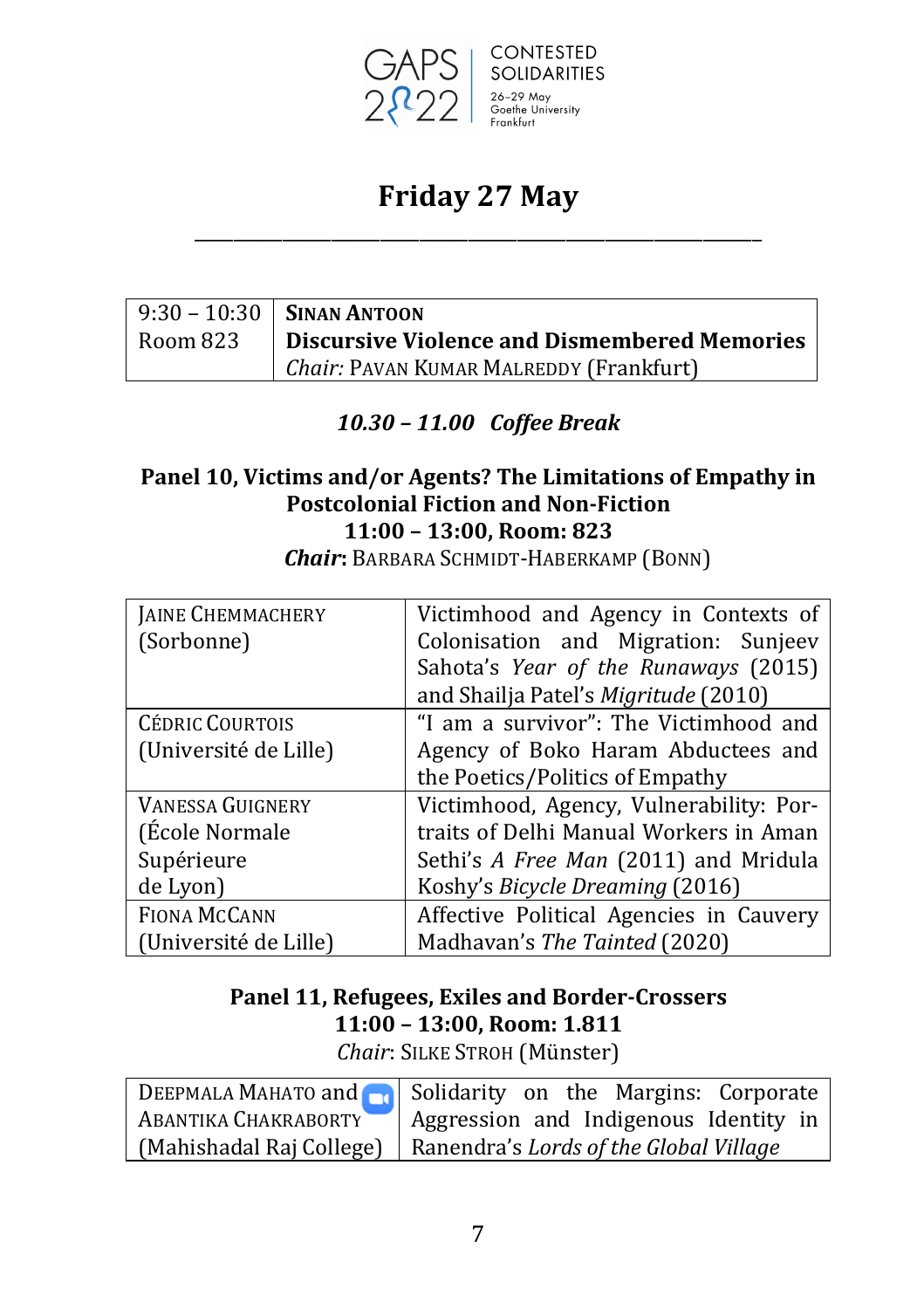GAPS 2022 | CONTESTED SOLIDARITIES
26–29 May
Goethe University Frankfurt

# Friday 27 May

| 9:30 – 10:30<br>Room 823 | **Sinan Antoon**<br>**Discursive Violence and Dismembered Memories**<br>*Chair:* Pavan Kumar Malreddy (Frankfurt) |
|---|---|

*10.30 – 11.00 Coffee Break*

### Panel 10, Victims and/or Agents? The Limitations of Empathy in Postcolonial Fiction and Non-Fiction

**11:00 – 13:00, Room: 823**

***Chair***: Barbara Schmidt-Haberkamp (Bonn)

| | |
|---|---|
| Jaine Chemmachery (Sorbonne) | Victimhood and Agency in Contexts of Colonisation and Migration: Sunjeev Sahota's *Year of the Runaways* (2015) and Shailja Patel's *Migritude* (2010) |
| Cédric Courtois (Université de Lille) | "I am a survivor": The Victimhood and Agency of Boko Haram Abductees and the Poetics/Politics of Empathy |
| Vanessa Guignery (École Normale Supérieure de Lyon) | Victimhood, Agency, Vulnerability: Portraits of Delhi Manual Workers in Aman Sethi's *A Free Man* (2011) and Mridula Koshy's *Bicycle Dreaming* (2016) |
| Fiona McCann (Université de Lille) | Affective Political Agencies in Cauvery Madhavan's *The Tainted* (2020) |

### Panel 11, Refugees, Exiles and Border-Crossers

**11:00 – 13:00, Room: 1.811**

*Chair*: Silke Stroh (Münster)

| | |
|---|---|
| Deepmala Mahato and Abantika Chakraborty (Mahishadal Raj College) | Solidarity on the Margins: Corporate Aggression and Indigenous Identity in Ranendra's *Lords of the Global Village* |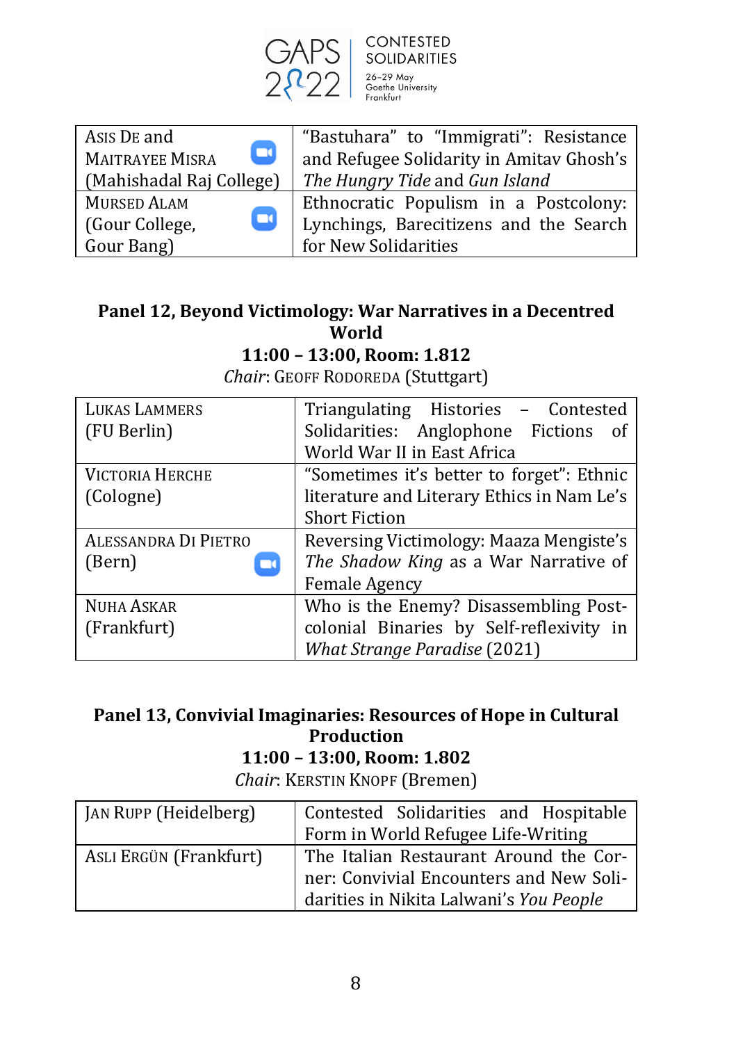| | |
|---|---|
| Asis De and Maitrayee Misra (Mahishadal Raj College) | "Bastuhara" to "Immigrati": Resistance and Refugee Solidarity in Amitav Ghosh's *The Hungry Tide* and *Gun Island* |
| Mursed Alam (Gour College, Gour Bang) | Ethnocratic Populism in a Postcolony: Lynchings, Barecitizens and the Search for New Solidarities |

**Panel 12, Beyond Victimology: War Narratives in a Decentred World**

**11:00 – 13:00, Room: 1.812**

*Chair*: Geoff Rodoreda (Stuttgart)

| | |
|---|---|
| Lukas Lammers (FU Berlin) | Triangulating Histories – Contested Solidarities: Anglophone Fictions of World War II in East Africa |
| Victoria Herche (Cologne) | "Sometimes it's better to forget": Ethnic literature and Literary Ethics in Nam Le's Short Fiction |
| Alessandra Di Pietro (Bern) | Reversing Victimology: Maaza Mengiste's *The Shadow King* as a War Narrative of Female Agency |
| Nuha Askar (Frankfurt) | Who is the Enemy? Disassembling Post-colonial Binaries by Self-reflexivity in *What Strange Paradise* (2021) |

**Panel 13, Convivial Imaginaries: Resources of Hope in Cultural Production**

**11:00 – 13:00, Room: 1.802**

*Chair*: Kerstin Knopf (Bremen)

| | |
|---|---|
| Jan Rupp (Heidelberg) | Contested Solidarities and Hospitable Form in World Refugee Life-Writing |
| Asli Ergün (Frankfurt) | The Italian Restaurant Around the Corner: Convivial Encounters and New Solidarities in Nikita Lalwani's *You People* |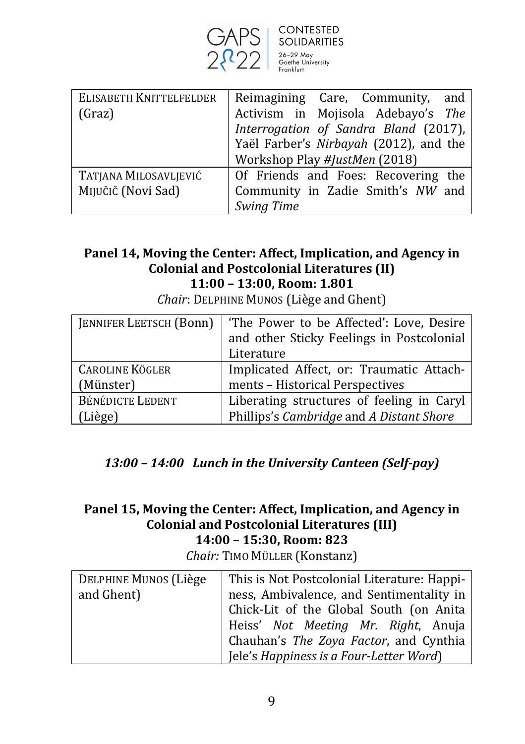| ELISABETH KNITTELFELDER (Graz) | Reimagining Care, Community, and Activism in Mojisola Adebayo's *The Interrogation of Sandra Bland* (2017), Yaël Farber's *Nirbayah* (2012), and the Workshop Play *#JustMen* (2018) |
| --- | --- |
| TATJANA MILOSAVLJEVIĆ MIJUČIČ (Novi Sad) | Of Friends and Foes: Recovering the Community in Zadie Smith's *NW* and *Swing Time* |

### Panel 14, Moving the Center: Affect, Implication, and Agency in Colonial and Postcolonial Literatures (II)
### 11:00 – 13:00, Room: 1.801

*Chair*: DELPHINE MUNOS (Liège and Ghent)

| JENNIFER LEETSCH (Bonn) | 'The Power to be Affected': Love, Desire and other Sticky Feelings in Postcolonial Literature |
| --- | --- |
| CAROLINE KÖGLER (Münster) | Implicated Affect, or: Traumatic Attachments – Historical Perspectives |
| BÉNÉDICTE LEDENT (Liège) | Liberating structures of feeling in Caryl Phillips's *Cambridge* and *A Distant Shore* |

***13:00 – 14:00 Lunch in the University Canteen (Self-pay)***

### Panel 15, Moving the Center: Affect, Implication, and Agency in Colonial and Postcolonial Literatures (III)
### 14:00 – 15:30, Room: 823

*Chair:* TIMO MÜLLER (Konstanz)

| DELPHINE MUNOS (Liège and Ghent) | This is Not Postcolonial Literature: Happiness, Ambivalence, and Sentimentality in Chick-Lit of the Global South (on Anita Heiss' *Not Meeting Mr. Right*, Anuja Chauhan's *The Zoya Factor*, and Cynthia Jele's *Happiness is a Four-Letter Word*) |
| --- | --- |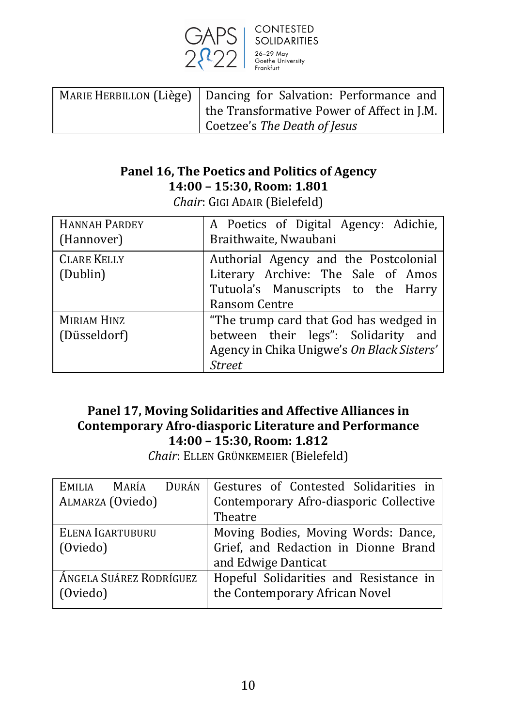| MARIE HERBILLON (Liège) | Dancing for Salvation: Performance and the Transformative Power of Affect in J.M. Coetzee's *The Death of Jesus* |
|---|---|

**Panel 16, The Poetics and Politics of Agency**
**14:00 – 15:30, Room: 1.801**
*Chair*: GIGI ADAIR (Bielefeld)

| HANNAH PARDEY (Hannover) | A Poetics of Digital Agency: Adichie, Braithwaite, Nwaubani |
|---|---|
| CLARE KELLY (Dublin) | Authorial Agency and the Postcolonial Literary Archive: The Sale of Amos Tutuola's Manuscripts to the Harry Ransom Centre |
| MIRIAM HINZ (Düsseldorf) | "The trump card that God has wedged in between their legs": Solidarity and Agency in Chika Unigwe's *On Black Sisters' Street* |

**Panel 17, Moving Solidarities and Affective Alliances in Contemporary Afro-diasporic Literature and Performance**
**14:00 – 15:30, Room: 1.812**
*Chair*: ELLEN GRÜNKEMEIER (Bielefeld)

| EMILIA MARÍA DURÁN ALMARZA (Oviedo) | Gestures of Contested Solidarities in Contemporary Afro-diasporic Collective Theatre |
|---|---|
| ELENA IGARTUBURU (Oviedo) | Moving Bodies, Moving Words: Dance, Grief, and Redaction in Dionne Brand and Edwige Danticat |
| ÁNGELA SUÁREZ RODRÍGUEZ (Oviedo) | Hopeful Solidarities and Resistance in the Contemporary African Novel |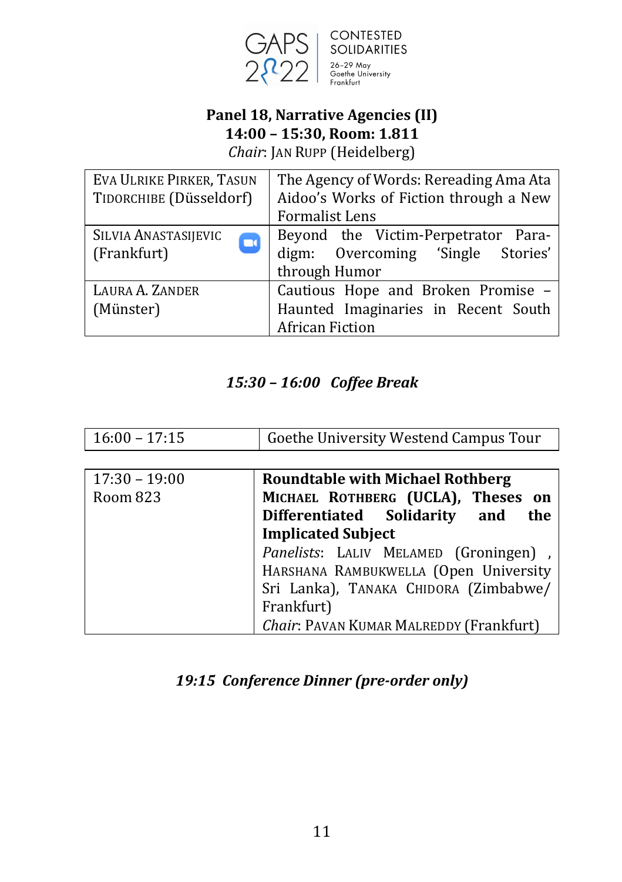GAPS 2022 | CONTESTED SOLIDARITIES
26–29 May
Goethe University Frankfurt

**Panel 18, Narrative Agencies (II)**
**14:00 – 15:30, Room: 1.811**
*Chair*: Jan Rupp (Heidelberg)

| | |
|---|---|
| Eva Ulrike Pirker, Tasun Tidorchibe (Düsseldorf) | The Agency of Words: Rereading Ama Ata Aidoo's Works of Fiction through a New Formalist Lens |
| Silvia Anastasijevic (Frankfurt) | Beyond the Victim-Perpetrator Paradigm: Overcoming 'Single Stories' through Humor |
| Laura A. Zander (Münster) | Cautious Hope and Broken Promise – Haunted Imaginaries in Recent South African Fiction |

***15:30 – 16:00 Coffee Break***

| | |
|---|---|
| 16:00 – 17:15 | Goethe University Westend Campus Tour |

| | |
|---|---|
| 17:30 – 19:00<br>Room 823 | **Roundtable with Michael Rothberg**<br>**Michael Rothberg (UCLA), Theses on Differentiated Solidarity and the Implicated Subject**<br>*Panelists*: Laliv Melamed (Groningen) , Harshana Rambukwella (Open University Sri Lanka), Tanaka Chidora (Zimbabwe/ Frankfurt)<br>*Chair*: Pavan Kumar Malreddy (Frankfurt) |

***19:15 Conference Dinner (pre-order only)***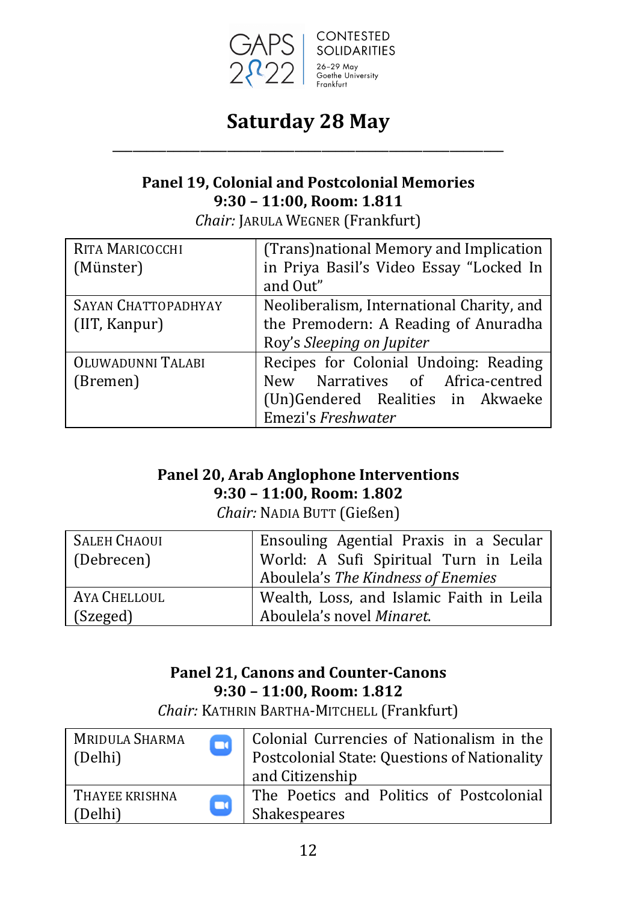# Saturday 28 May

---

### Panel 19, Colonial and Postcolonial Memories
**9:30 – 11:00, Room: 1.811**

*Chair:* JARULA WEGNER (Frankfurt)

| | |
|---|---|
| RITA MARICOCCHI (Münster) | (Trans)national Memory and Implication in Priya Basil's Video Essay "Locked In and Out" |
| SAYAN CHATTOPADHYAY (IIT, Kanpur) | Neoliberalism, International Charity, and the Premodern: A Reading of Anuradha Roy's *Sleeping on Jupiter* |
| OLUWADUNNI TALABI (Bremen) | Recipes for Colonial Undoing: Reading New Narratives of Africa-centred (Un)Gendered Realities in Akwaeke Emezi's *Freshwater* |

### Panel 20, Arab Anglophone Interventions
**9:30 – 11:00, Room: 1.802**

*Chair:* NADIA BUTT (Gießen)

| | |
|---|---|
| SALEH CHAOUI (Debrecen) | Ensouling Agential Praxis in a Secular World: A Sufi Spiritual Turn in Leila Aboulela's *The Kindness of Enemies* |
| AYA CHELLOUL (Szeged) | Wealth, Loss, and Islamic Faith in Leila Aboulela's novel *Minaret*. |

### Panel 21, Canons and Counter-Canons
**9:30 – 11:00, Room: 1.812**

*Chair:* KATHRIN BARTHA-MITCHELL (Frankfurt)

| | |
|---|---|
| MRIDULA SHARMA (Delhi) | Colonial Currencies of Nationalism in the Postcolonial State: Questions of Nationality and Citizenship |
| THAYEE KRISHNA (Delhi) | The Poetics and Politics of Postcolonial Shakespeares |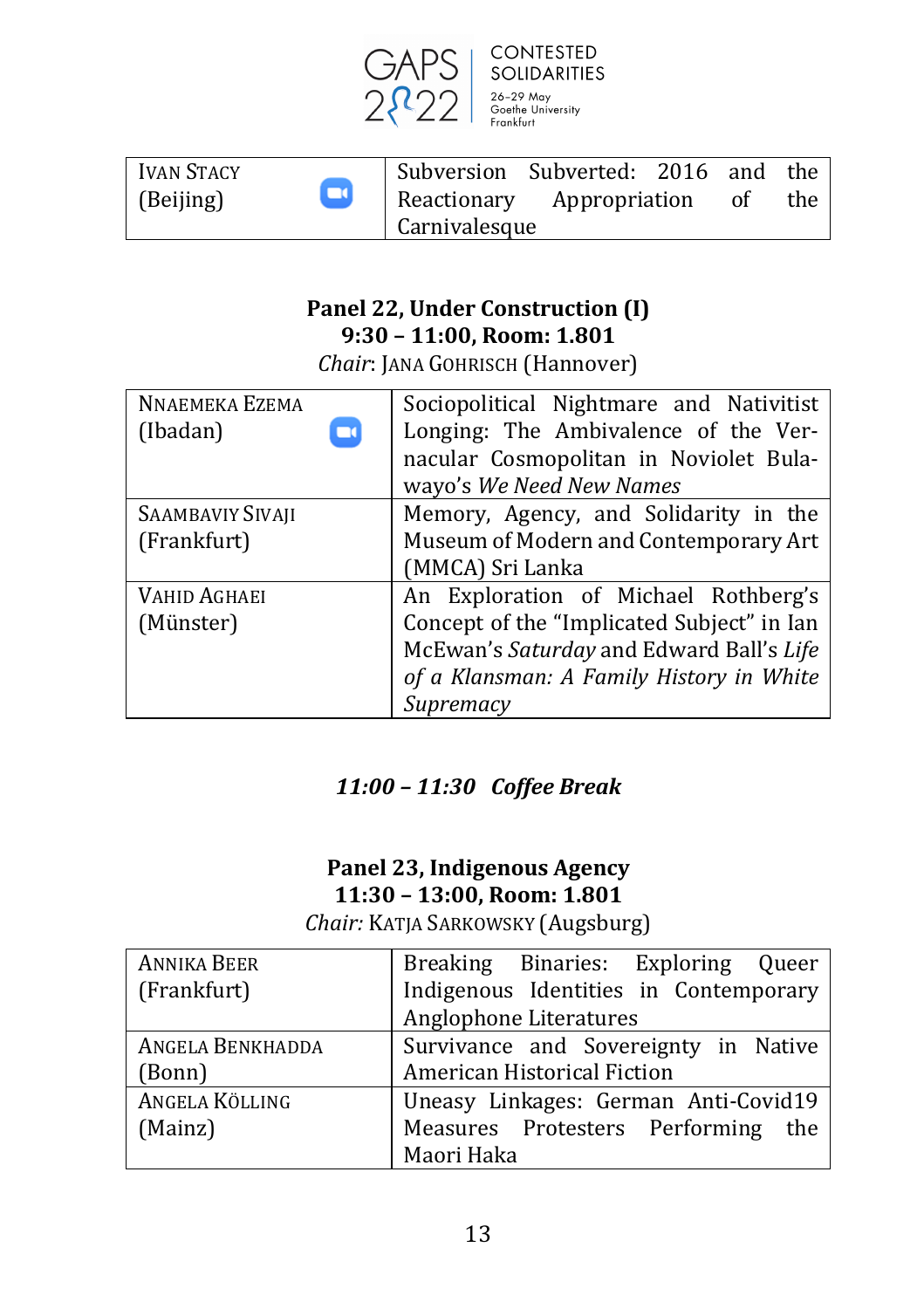| Ivan Stacy (Beijing) | Subversion Subverted: 2016 and the Reactionary Appropriation of the Carnivalesque |
|---|---|

### Panel 22, Under Construction (I)
**9:30 – 11:00, Room: 1.801**

*Chair*: Jana Gohrisch (Hannover)

| Nnaemeka Ezema (Ibadan) | Sociopolitical Nightmare and Nativitist Longing: The Ambivalence of the Vernacular Cosmopolitan in Noviolet Bulawayo's *We Need New Names* |
|---|---|
| Saambaviy Sivaji (Frankfurt) | Memory, Agency, and Solidarity in the Museum of Modern and Contemporary Art (MMCA) Sri Lanka |
| Vahid Aghaei (Münster) | An Exploration of Michael Rothberg's Concept of the "Implicated Subject" in Ian McEwan's *Saturday* and Edward Ball's *Life of a Klansman: A Family History in White Supremacy* |

***11:00 – 11:30 Coffee Break***

### Panel 23, Indigenous Agency
**11:30 – 13:00, Room: 1.801**

*Chair:* Katja Sarkowsky (Augsburg)

| Annika Beer (Frankfurt) | Breaking Binaries: Exploring Queer Indigenous Identities in Contemporary Anglophone Literatures |
|---|---|
| Angela Benkhadda (Bonn) | Survivance and Sovereignty in Native American Historical Fiction |
| Angela Kölling (Mainz) | Uneasy Linkages: German Anti-Covid19 Measures Protesters Performing the Maori Haka |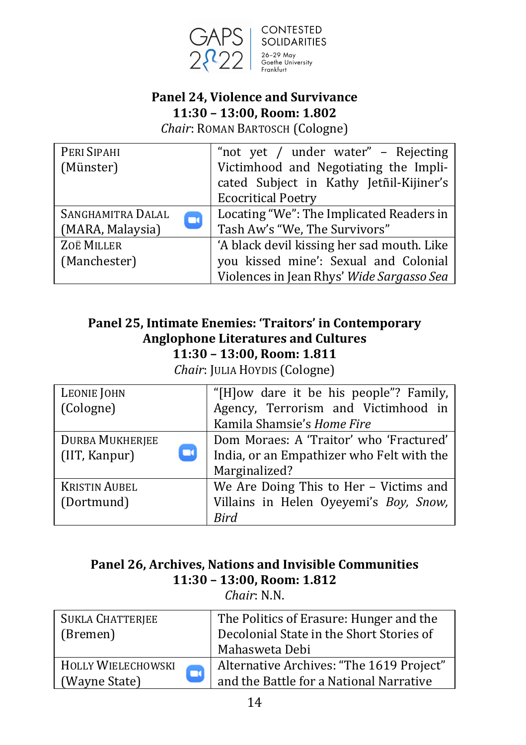**Panel 24, Violence and Survivance**
**11:30 – 13:00, Room: 1.802**
*Chair*: Roman Bartosch (Cologne)

| | |
|---|---|
| Peri Sipahi (Münster) | "not yet / under water" – Rejecting Victimhood and Negotiating the Implicated Subject in Kathy Jetñil-Kijiner's Ecocritical Poetry |
| Sanghamitra Dalal (MARA, Malaysia) | Locating "We": The Implicated Readers in Tash Aw's "We, The Survivors" |
| Zoë Miller (Manchester) | 'A black devil kissing her sad mouth. Like you kissed mine': Sexual and Colonial Violences in Jean Rhys' *Wide Sargasso Sea* |

**Panel 25, Intimate Enemies: 'Traitors' in Contemporary Anglophone Literatures and Cultures**
**11:30 – 13:00, Room: 1.811**
*Chair*: Julia Hoydis (Cologne)

| | |
|---|---|
| Leonie John (Cologne) | "[H]ow dare it be his people"? Family, Agency, Terrorism and Victimhood in Kamila Shamsie's *Home Fire* |
| Durba Mukherjee (IIT, Kanpur) | Dom Moraes: A 'Traitor' who 'Fractured' India, or an Empathizer who Felt with the Marginalized? |
| Kristin Aubel (Dortmund) | We Are Doing This to Her – Victims and Villains in Helen Oyeyemi's *Boy, Snow, Bird* |

**Panel 26, Archives, Nations and Invisible Communities**
**11:30 – 13:00, Room: 1.812**
*Chair*: N.N.

| | |
|---|---|
| Sukla Chatterjee (Bremen) | The Politics of Erasure: Hunger and the Decolonial State in the Short Stories of Mahasweta Debi |
| Holly Wielechowski (Wayne State) | Alternative Archives: "The 1619 Project" and the Battle for a National Narrative |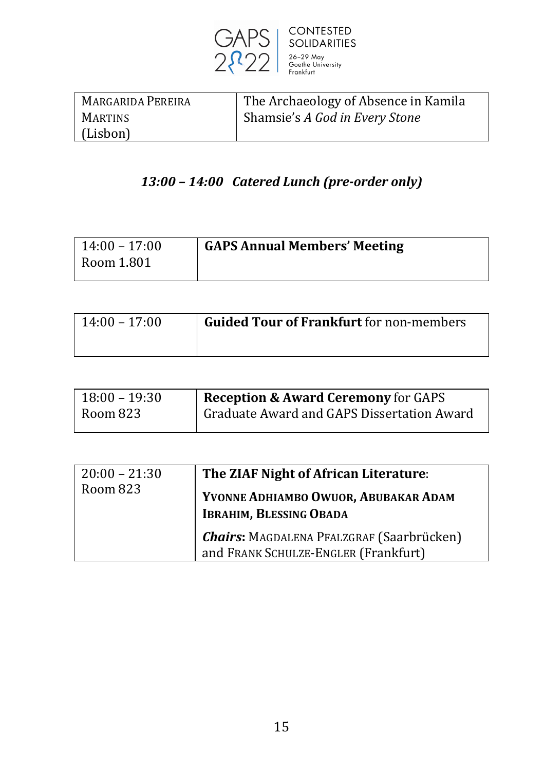| MARGARIDA PEREIRA MARTINS (Lisbon) | The Archaeology of Absence in Kamila Shamsie's *A God in Every Stone* |
|---|---|

***13:00 – 14:00 Catered Lunch (pre-order only)***

| 14:00 – 17:00 Room 1.801 | **GAPS Annual Members' Meeting** |
|---|---|

| 14:00 – 17:00 | **Guided Tour of Frankfurt** for non-members |
|---|---|

| 18:00 – 19:30 Room 823 | **Reception & Award Ceremony** for GAPS Graduate Award and GAPS Dissertation Award |
|---|---|

| 20:00 – 21:30 Room 823 | **The ZIAF Night of African Literature**: **YVONNE ADHIAMBO OWUOR, ABUBAKAR ADAM IBRAHIM, BLESSING OBADA** ***Chairs*:** MAGDALENA PFALZGRAF (Saarbrücken) and FRANK SCHULZE-ENGLER (Frankfurt) |
|---|---|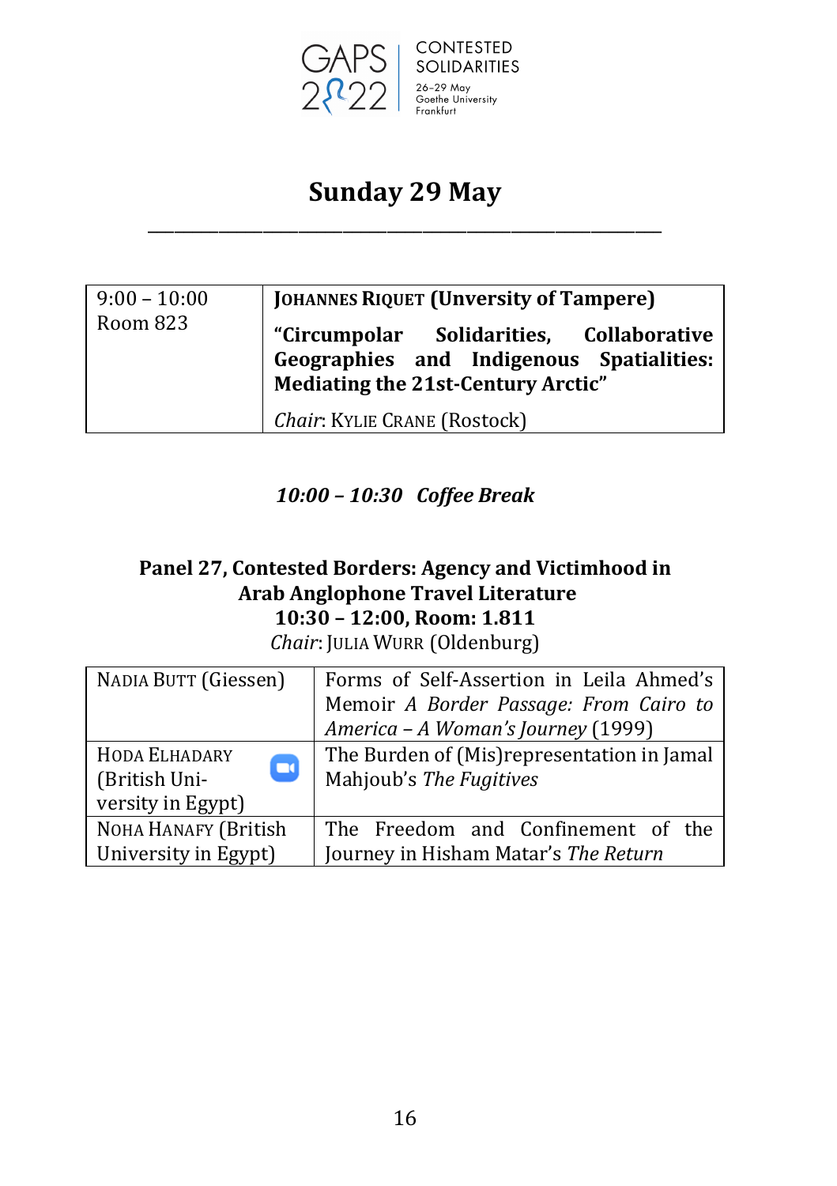# Sunday 29 May

| 9:00 – 10:00<br>Room 823 | **Johannes Riquet (Unversity of Tampere)**<br>**"Circumpolar Solidarities, Collaborative Geographies and Indigenous Spatialities: Mediating the 21st-Century Arctic"**<br>*Chair*: Kylie Crane (Rostock) |
|---|---|

***10:00 – 10:30 Coffee Break***

### Panel 27, Contested Borders: Agency and Victimhood in Arab Anglophone Travel Literature
**10:30 – 12:00, Room: 1.811**

*Chair*: Julia Wurr (Oldenburg)

| Nadia Butt (Giessen) | Forms of Self-Assertion in Leila Ahmed's Memoir *A Border Passage: From Cairo to America – A Woman's Journey* (1999) |
|---|---|
| Hoda Elhadary (British University in Egypt) | The Burden of (Mis)representation in Jamal Mahjoub's *The Fugitives* |
| Noha Hanafy (British University in Egypt) | The Freedom and Confinement of the Journey in Hisham Matar's *The Return* |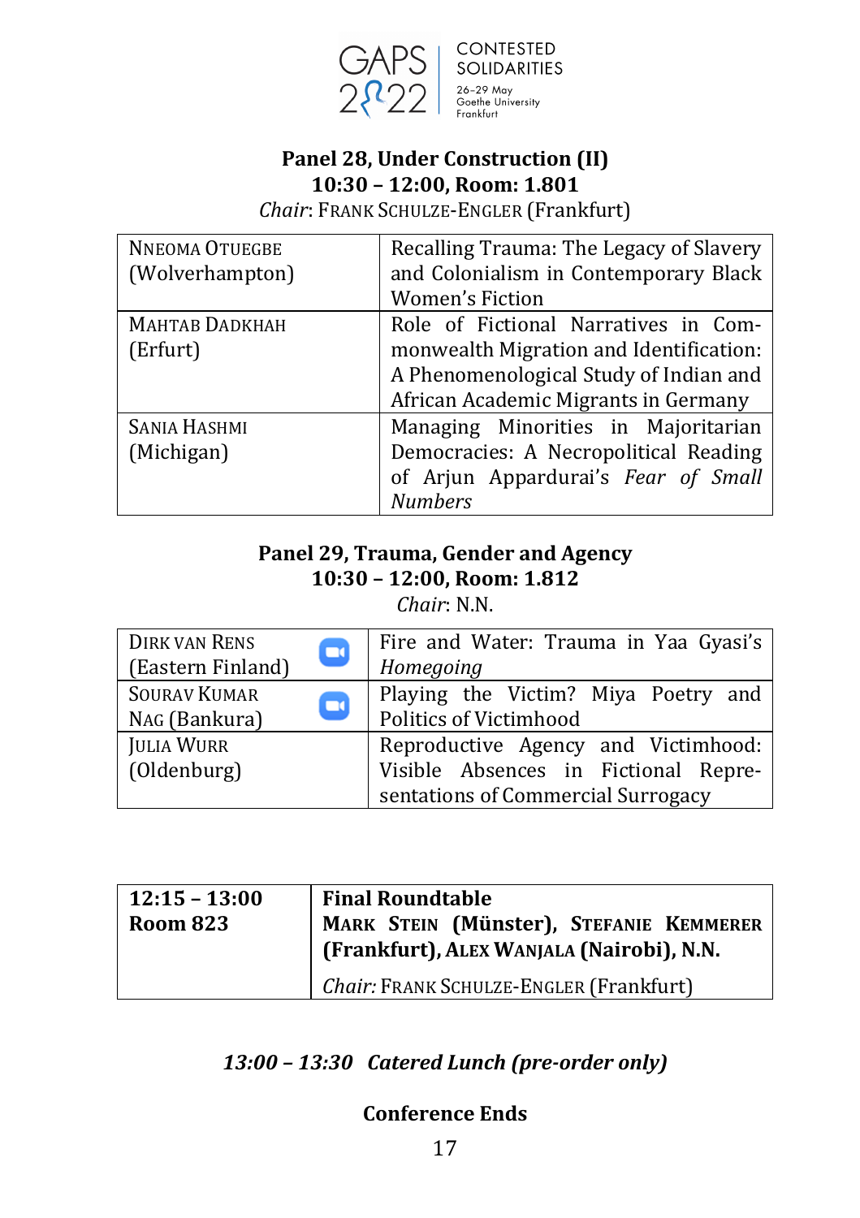### Panel 28, Under Construction (II)
### 10:30 – 12:00, Room: 1.801

*Chair*: Frank Schulze-Engler (Frankfurt)

| | |
|---|---|
| Nneoma Otuegbe (Wolverhampton) | Recalling Trauma: The Legacy of Slavery and Colonialism in Contemporary Black Women's Fiction |
| Mahtab Dadkhah (Erfurt) | Role of Fictional Narratives in Commonwealth Migration and Identification: A Phenomenological Study of Indian and African Academic Migrants in Germany |
| Sania Hashmi (Michigan) | Managing Minorities in Majoritarian Democracies: A Necropolitical Reading of Arjun Appardurai's *Fear of Small Numbers* |

### Panel 29, Trauma, Gender and Agency
### 10:30 – 12:00, Room: 1.812

*Chair*: N.N.

| | |
|---|---|
| Dirk van Rens (Eastern Finland) | Fire and Water: Trauma in Yaa Gyasi's *Homegoing* |
| Sourav Kumar Nag (Bankura) | Playing the Victim? Miya Poetry and Politics of Victimhood |
| Julia Wurr (Oldenburg) | Reproductive Agency and Victimhood: Visible Absences in Fictional Representations of Commercial Surrogacy |

| | |
|---|---|
| **12:15 – 13:00**<br>**Room 823** | **Final Roundtable**<br>**Mark Stein (Münster), Stefanie Kemmerer (Frankfurt), Alex Wanjala (Nairobi), N.N.**<br>*Chair:* Frank Schulze-Engler (Frankfurt) |

***13:00 – 13:30 Catered Lunch (pre-order only)***

**Conference Ends**